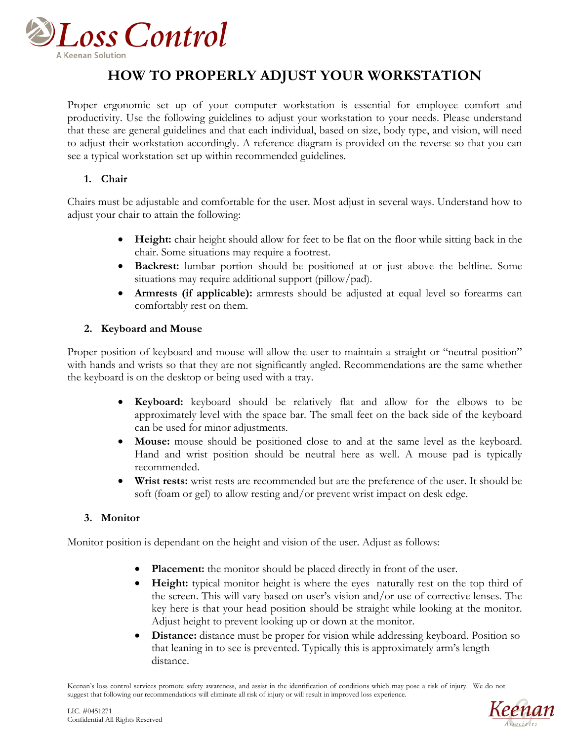# HOW TO PROPERLY ADJUST YOUR WORKSTATION

Proper ergonomic set up of your computer workstation is essential for employee comfort and productivity. Use the following guidelines to adjust your workstation to your needs. Please understand that these are general guidelines and that each individual, based on size, body type, and vision, will need to adjust their workstation accordingly. A reference diagram is provided on the reverse so that you can see a typical workstation set up within recommended guidelines.

## 1. Chair

Chairs must be adjustable and comfortable for the user. Most adjust in several ways. Understand how to adjust your chair to attain the following:

- **Height:** chair height should allow for feet to be flat on the floor while sitting back in the chair. Some situations may require a footrest.
- **Backrest:** lumbar portion should be positioned at or just above the beltline. Some situations may require additional support (pillow/pad).
- **Armrests (if applicable):** armrests should be adjusted at equal level so forearms can comfortably rest on them.

## 2. Keyboard and Mouse

Proper position of keyboard and mouse will allow the user to maintain a straight or "neutral position" with hands and wrists so that they are not significantly angled. Recommendations are the same whether the keyboard is on the desktop or being used with a tray.

- **Keyboard:** keyboard should be relatively flat and allow for the elbows to be approximately level with the space bar. The small feet on the back side of the keyboard can be used for minor adjustments.
- **Mouse:** mouse should be positioned close to and at the same level as the keyboard. Hand and wrist position should be neutral here as well. A mouse pad is typically recommended.
- **Wrist rests:** wrist rests are recommended but are the preference of the user. It should be soft (foam or gel) to allow resting and/or prevent wrist impact on desk edge.

## 3. Monitor

Monitor position is dependant on the height and vision of the user. Adjust as follows:

- **Placement:** the monitor should be placed directly in front of the user.
- **Height:** typical monitor height is where the eyes naturally rest on the top third of the screen. This will vary based on user's vision and/or use of corrective lenses. The key here is that your head position should be straight while looking at the monitor. Adjust height to prevent looking up or down at the monitor.
- **Distance:** distance must be proper for vision while addressing keyboard. Position so that leaning in to see is prevented. Typically this is approximately arm's length distance.

Keenan's loss control services promote safety awareness, and assist in the identification of conditions which may pose a risk of injury. We do not suggest that following our recommendations will eliminate all risk of injury or will result in improved loss experience.

LIC. #0451271
Confidential All Rights Reserved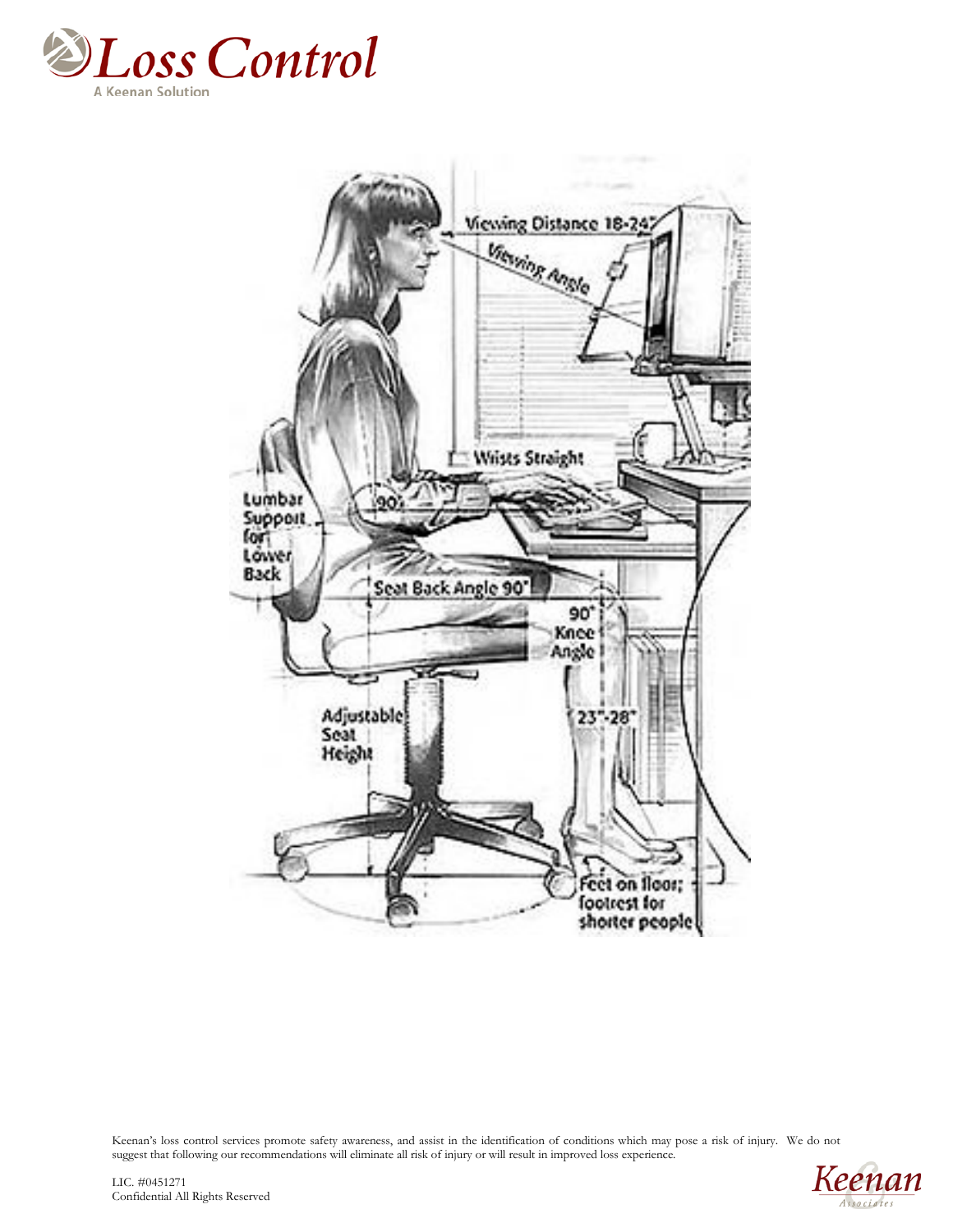Viewing Distance 18-24"

Viewing Angle

Wists Straight

90°

Lumbar Support for Lower Back

Seat Back Angle 90°

90° Knee Angle

Adjustable Seat Height

23"-28"

Feet on floor; footrest for shorter people